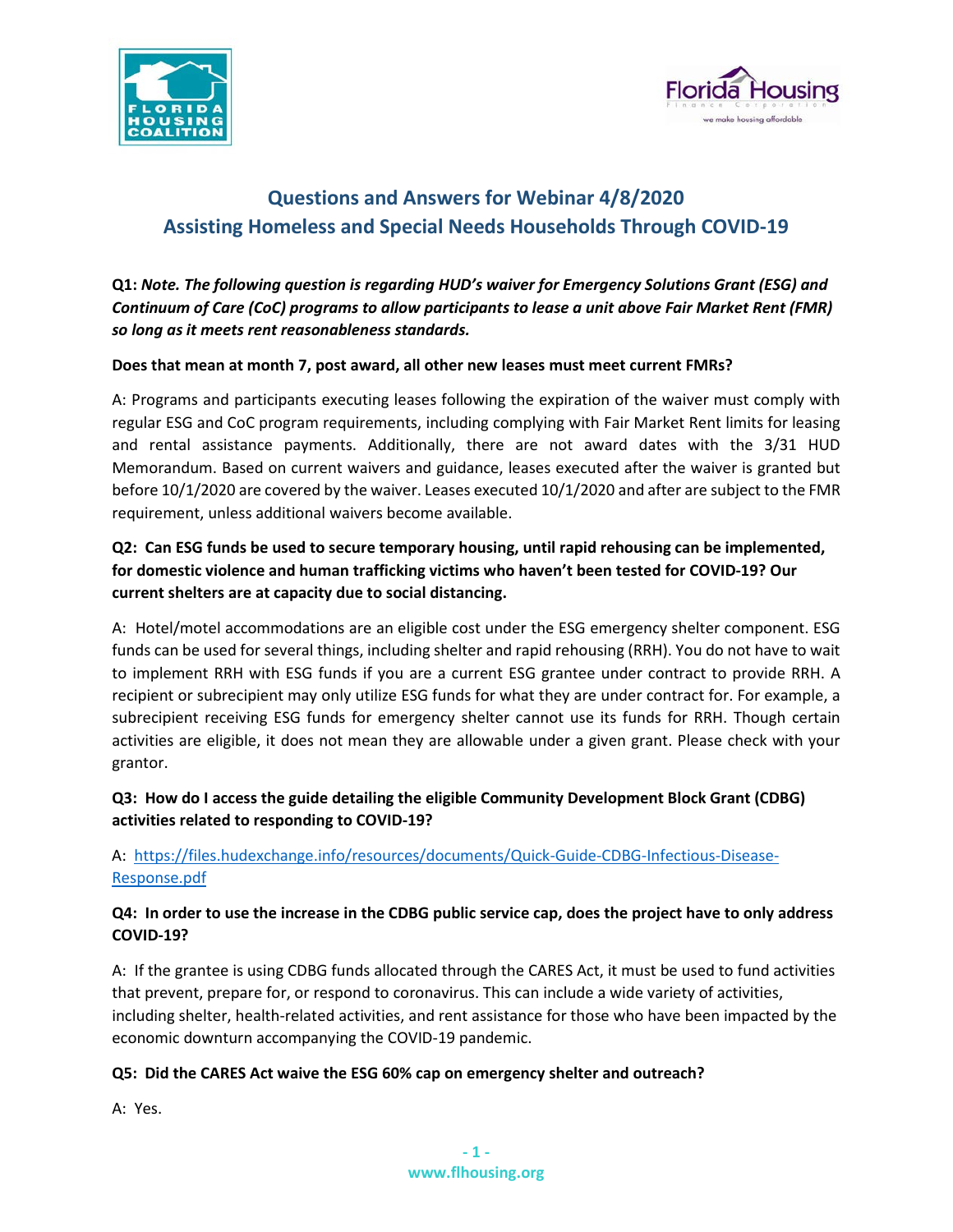## Questions and Answers for Webinar 4/8/2020
## Assisting Homeless and Special Needs Households Through COVID-19

**Q1:** ***Note. The following question is regarding HUD's waiver for Emergency Solutions Grant (ESG) and Continuum of Care (CoC) programs to allow participants to lease a unit above Fair Market Rent (FMR) so long as it meets rent reasonableness standards.***

**Does that mean at month 7, post award, all other new leases must meet current FMRs?**

A: Programs and participants executing leases following the expiration of the waiver must comply with regular ESG and CoC program requirements, including complying with Fair Market Rent limits for leasing and rental assistance payments. Additionally, there are not award dates with the 3/31 HUD Memorandum. Based on current waivers and guidance, leases executed after the waiver is granted but before 10/1/2020 are covered by the waiver. Leases executed 10/1/2020 and after are subject to the FMR requirement, unless additional waivers become available.

**Q2: Can ESG funds be used to secure temporary housing, until rapid rehousing can be implemented, for domestic violence and human trafficking victims who haven't been tested for COVID-19? Our current shelters are at capacity due to social distancing.**

A: Hotel/motel accommodations are an eligible cost under the ESG emergency shelter component. ESG funds can be used for several things, including shelter and rapid rehousing (RRH). You do not have to wait to implement RRH with ESG funds if you are a current ESG grantee under contract to provide RRH. A recipient or subrecipient may only utilize ESG funds for what they are under contract for. For example, a subrecipient receiving ESG funds for emergency shelter cannot use its funds for RRH. Though certain activities are eligible, it does not mean they are allowable under a given grant. Please check with your grantor.

**Q3: How do I access the guide detailing the eligible Community Development Block Grant (CDBG) activities related to responding to COVID-19?**

A: https://files.hudexchange.info/resources/documents/Quick-Guide-CDBG-Infectious-Disease-Response.pdf

**Q4: In order to use the increase in the CDBG public service cap, does the project have to only address COVID-19?**

A: If the grantee is using CDBG funds allocated through the CARES Act, it must be used to fund activities that prevent, prepare for, or respond to coronavirus. This can include a wide variety of activities, including shelter, health-related activities, and rent assistance for those who have been impacted by the economic downturn accompanying the COVID-19 pandemic.

**Q5: Did the CARES Act waive the ESG 60% cap on emergency shelter and outreach?**

A: Yes.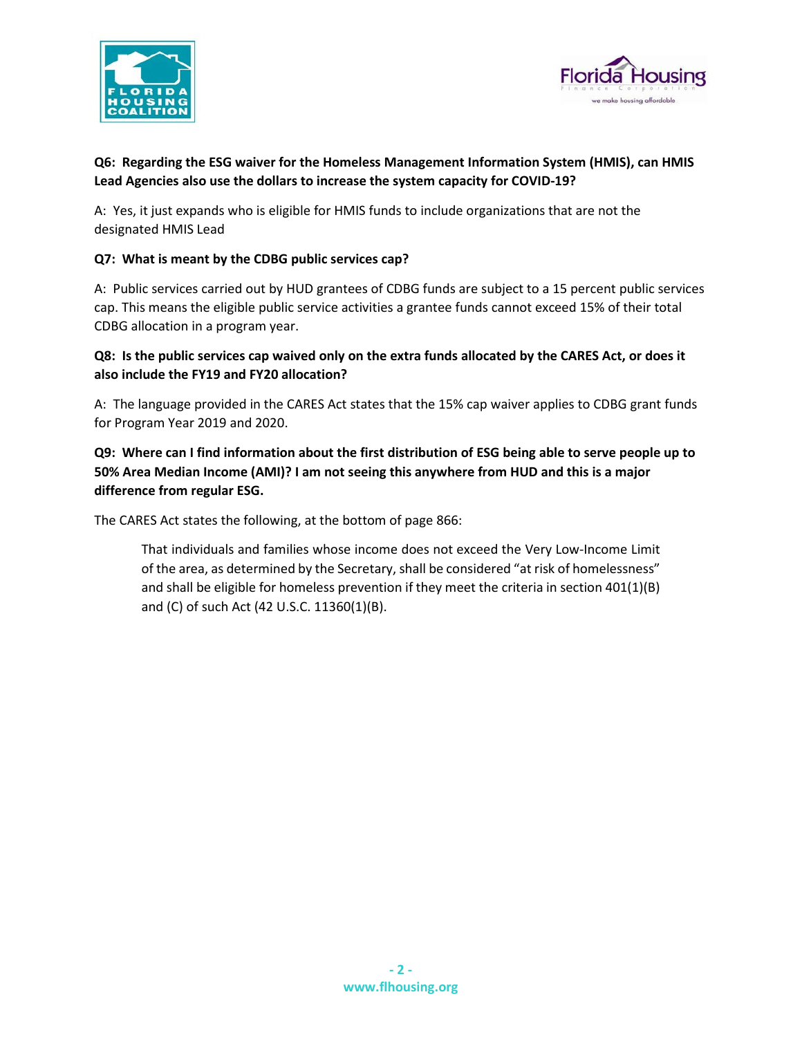**Q6: Regarding the ESG waiver for the Homeless Management Information System (HMIS), can HMIS Lead Agencies also use the dollars to increase the system capacity for COVID-19?**

A: Yes, it just expands who is eligible for HMIS funds to include organizations that are not the designated HMIS Lead

**Q7: What is meant by the CDBG public services cap?**

A: Public services carried out by HUD grantees of CDBG funds are subject to a 15 percent public services cap. This means the eligible public service activities a grantee funds cannot exceed 15% of their total CDBG allocation in a program year.

**Q8: Is the public services cap waived only on the extra funds allocated by the CARES Act, or does it also include the FY19 and FY20 allocation?**

A: The language provided in the CARES Act states that the 15% cap waiver applies to CDBG grant funds for Program Year 2019 and 2020.

**Q9: Where can I find information about the first distribution of ESG being able to serve people up to 50% Area Median Income (AMI)? I am not seeing this anywhere from HUD and this is a major difference from regular ESG.**

The CARES Act states the following, at the bottom of page 866:

> That individuals and families whose income does not exceed the Very Low-Income Limit of the area, as determined by the Secretary, shall be considered "at risk of homelessness" and shall be eligible for homeless prevention if they meet the criteria in section 401(1)(B) and (C) of such Act (42 U.S.C. 11360(1)(B).